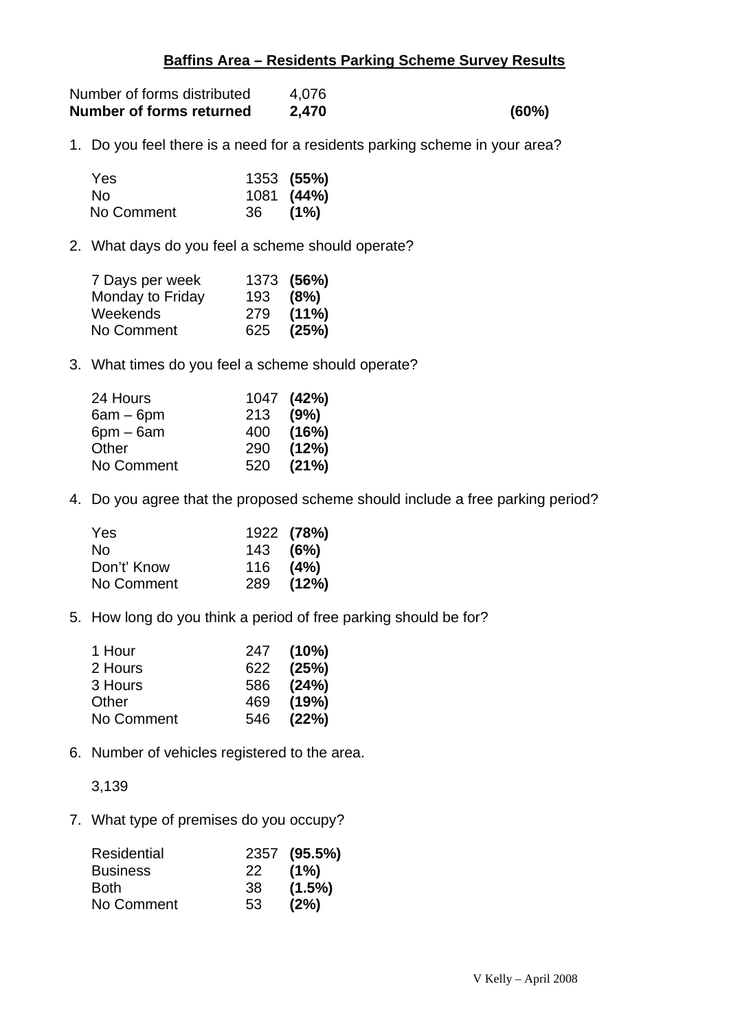# Baffins Area – Residents Parking Scheme Survey Results

| | | |
|---|---|---|
| Number of forms distributed | 4,076 | |
| **Number of forms returned** | **2,470** | **(60%)** |

1. Do you feel there is a need for a residents parking scheme in your area?

| | | |
|---|---|---|
| Yes | 1353 | **(55%)** |
| No | 1081 | **(44%)** |
| No Comment | 36 | **(1%)** |

2. What days do you feel a scheme should operate?

| | | |
|---|---|---|
| 7 Days per week | 1373 | **(56%)** |
| Monday to Friday | 193 | **(8%)** |
| Weekends | 279 | **(11%)** |
| No Comment | 625 | **(25%)** |

3. What times do you feel a scheme should operate?

| | | |
|---|---|---|
| 24 Hours | 1047 | **(42%)** |
| 6am – 6pm | 213 | **(9%)** |
| 6pm – 6am | 400 | **(16%)** |
| Other | 290 | **(12%)** |
| No Comment | 520 | **(21%)** |

4. Do you agree that the proposed scheme should include a free parking period?

| | | |
|---|---|---|
| Yes | 1922 | **(78%)** |
| No | 143 | **(6%)** |
| Don't' Know | 116 | **(4%)** |
| No Comment | 289 | **(12%)** |

5. How long do you think a period of free parking should be for?

| | | |
|---|---|---|
| 1 Hour | 247 | **(10%)** |
| 2 Hours | 622 | **(25%)** |
| 3 Hours | 586 | **(24%)** |
| Other | 469 | **(19%)** |
| No Comment | 546 | **(22%)** |

6. Number of vehicles registered to the area.

   3,139

7. What type of premises do you occupy?

| | | |
|---|---|---|
| Residential | 2357 | **(95.5%)** |
| Business | 22 | **(1%)** |
| Both | 38 | **(1.5%)** |
| No Comment | 53 | **(2%)** |

V Kelly – April 2008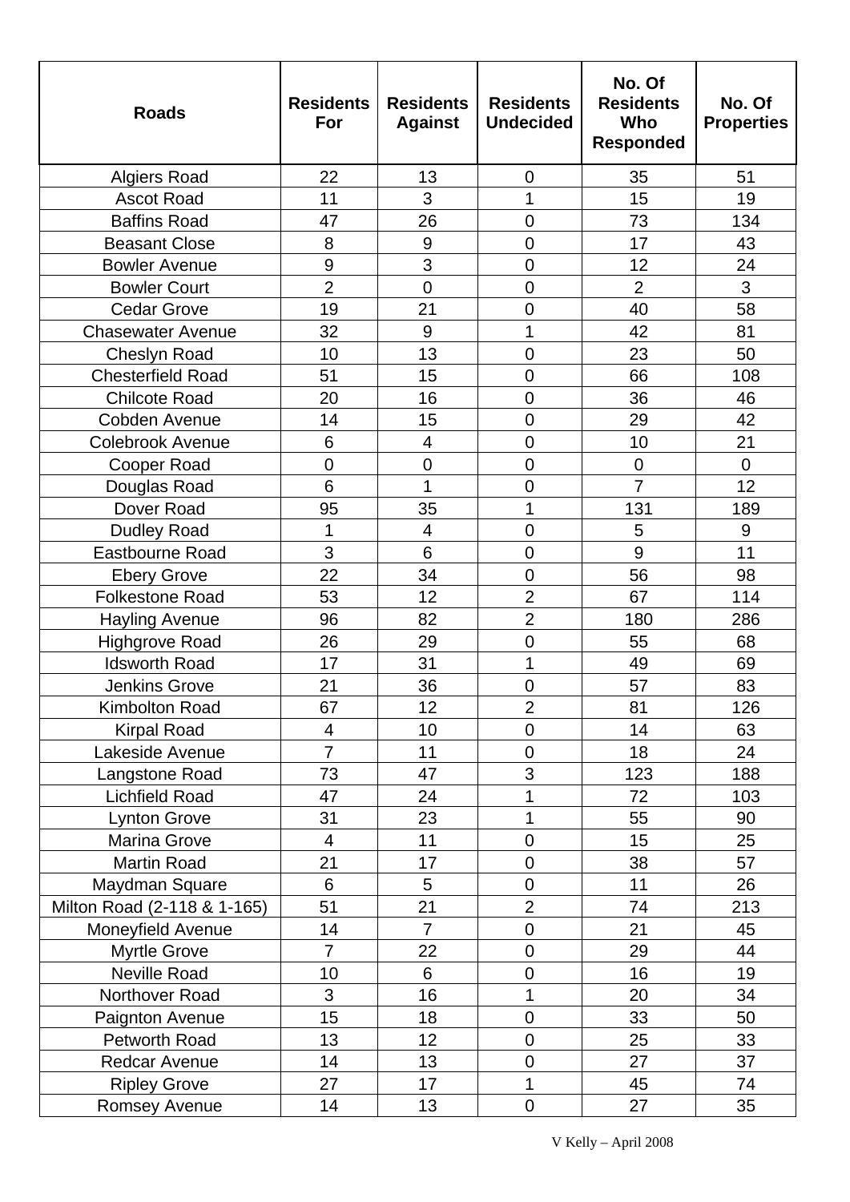| Roads | Residents For | Residents Against | Residents Undecided | No. Of Residents Who Responded | No. Of Properties |
|---|---|---|---|---|---|
| Algiers Road | 22 | 13 | 0 | 35 | 51 |
| Ascot Road | 11 | 3 | 1 | 15 | 19 |
| Baffins Road | 47 | 26 | 0 | 73 | 134 |
| Beasant Close | 8 | 9 | 0 | 17 | 43 |
| Bowler Avenue | 9 | 3 | 0 | 12 | 24 |
| Bowler Court | 2 | 0 | 0 | 2 | 3 |
| Cedar Grove | 19 | 21 | 0 | 40 | 58 |
| Chasewater Avenue | 32 | 9 | 1 | 42 | 81 |
| Cheslyn Road | 10 | 13 | 0 | 23 | 50 |
| Chesterfield Road | 51 | 15 | 0 | 66 | 108 |
| Chilcote Road | 20 | 16 | 0 | 36 | 46 |
| Cobden Avenue | 14 | 15 | 0 | 29 | 42 |
| Colebrook Avenue | 6 | 4 | 0 | 10 | 21 |
| Cooper Road | 0 | 0 | 0 | 0 | 0 |
| Douglas Road | 6 | 1 | 0 | 7 | 12 |
| Dover Road | 95 | 35 | 1 | 131 | 189 |
| Dudley Road | 1 | 4 | 0 | 5 | 9 |
| Eastbourne Road | 3 | 6 | 0 | 9 | 11 |
| Ebery Grove | 22 | 34 | 0 | 56 | 98 |
| Folkestone Road | 53 | 12 | 2 | 67 | 114 |
| Hayling Avenue | 96 | 82 | 2 | 180 | 286 |
| Highgrove Road | 26 | 29 | 0 | 55 | 68 |
| Idsworth Road | 17 | 31 | 1 | 49 | 69 |
| Jenkins Grove | 21 | 36 | 0 | 57 | 83 |
| Kimbolton Road | 67 | 12 | 2 | 81 | 126 |
| Kirpal Road | 4 | 10 | 0 | 14 | 63 |
| Lakeside Avenue | 7 | 11 | 0 | 18 | 24 |
| Langstone Road | 73 | 47 | 3 | 123 | 188 |
| Lichfield Road | 47 | 24 | 1 | 72 | 103 |
| Lynton Grove | 31 | 23 | 1 | 55 | 90 |
| Marina Grove | 4 | 11 | 0 | 15 | 25 |
| Martin Road | 21 | 17 | 0 | 38 | 57 |
| Maydman Square | 6 | 5 | 0 | 11 | 26 |
| Milton Road (2-118 & 1-165) | 51 | 21 | 2 | 74 | 213 |
| Moneyfield Avenue | 14 | 7 | 0 | 21 | 45 |
| Myrtle Grove | 7 | 22 | 0 | 29 | 44 |
| Neville Road | 10 | 6 | 0 | 16 | 19 |
| Northover Road | 3 | 16 | 1 | 20 | 34 |
| Paignton Avenue | 15 | 18 | 0 | 33 | 50 |
| Petworth Road | 13 | 12 | 0 | 25 | 33 |
| Redcar Avenue | 14 | 13 | 0 | 27 | 37 |
| Ripley Grove | 27 | 17 | 1 | 45 | 74 |
| Romsey Avenue | 14 | 13 | 0 | 27 | 35 |

V Kelly – April 2008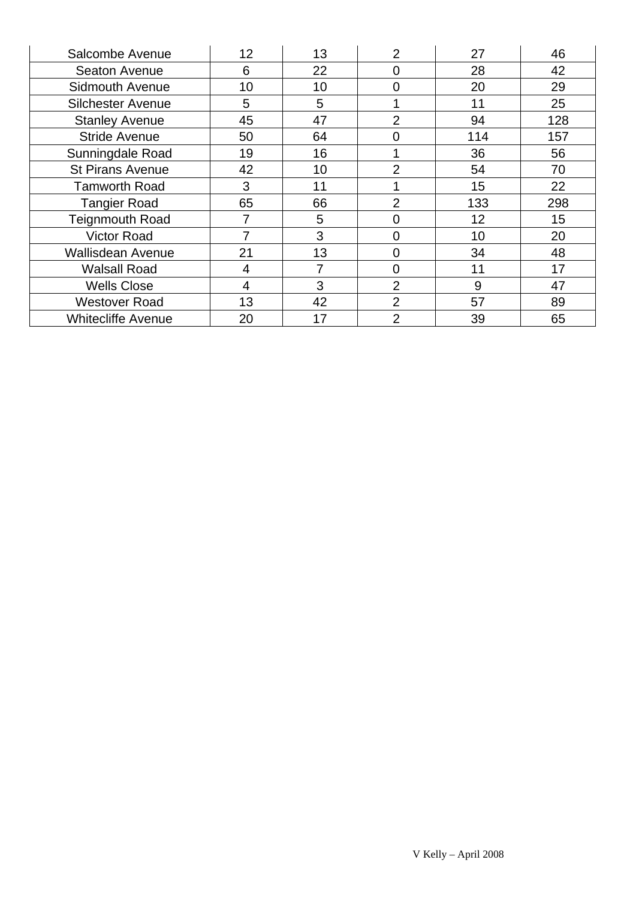| | | | | | |
|---|---|---|---|---|---|
| Salcombe Avenue | 12 | 13 | 2 | 27 | 46 |
| Seaton Avenue | 6 | 22 | 0 | 28 | 42 |
| Sidmouth Avenue | 10 | 10 | 0 | 20 | 29 |
| Silchester Avenue | 5 | 5 | 1 | 11 | 25 |
| Stanley Avenue | 45 | 47 | 2 | 94 | 128 |
| Stride Avenue | 50 | 64 | 0 | 114 | 157 |
| Sunningdale Road | 19 | 16 | 1 | 36 | 56 |
| St Pirans Avenue | 42 | 10 | 2 | 54 | 70 |
| Tamworth Road | 3 | 11 | 1 | 15 | 22 |
| Tangier Road | 65 | 66 | 2 | 133 | 298 |
| Teignmouth Road | 7 | 5 | 0 | 12 | 15 |
| Victor Road | 7 | 3 | 0 | 10 | 20 |
| Wallisdean Avenue | 21 | 13 | 0 | 34 | 48 |
| Walsall Road | 4 | 7 | 0 | 11 | 17 |
| Wells Close | 4 | 3 | 2 | 9 | 47 |
| Westover Road | 13 | 42 | 2 | 57 | 89 |
| Whitecliffe Avenue | 20 | 17 | 2 | 39 | 65 |

V Kelly – April 2008